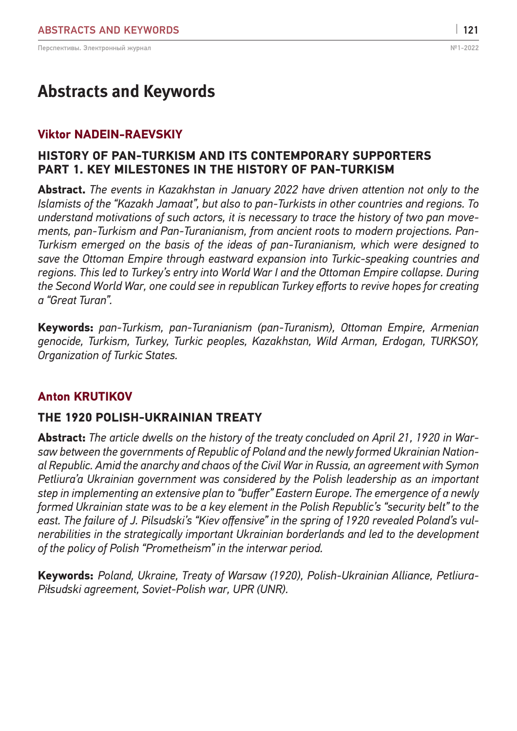# Abstracts and Keywords

## Viktor NADEIN-RAEVSKIY

### HISTORY OF PAN-TURKISM AND ITS CONTEMPORARY SUPPORTERS PART 1. KEY MILESTONES IN THE HISTORY OF PAN-TURKISM

**Abstract.** *The events in Kazakhstan in January 2022 have driven attention not only to the Islamists of the "Kazakh Jamaat", but also to pan-Turkists in other countries and regions. To understand motivations of such actors, it is necessary to trace the history of two pan movements, pan-Turkism and Pan-Turanianism, from ancient roots to modern projections. Pan-Turkism emerged on the basis of the ideas of pan-Turanianism, which were designed to save the Ottoman Empire through eastward expansion into Turkic-speaking countries and regions. This led to Turkey's entry into World War I and the Ottoman Empire collapse. During the Second World War, one could see in republican Turkey efforts to revive hopes for creating a "Great Turan".*

**Keywords:** *pan-Turkism, pan-Turanianism (pan-Turanism), Ottoman Empire, Armenian genocide, Turkism, Turkey, Turkic peoples, Kazakhstan, Wild Arman, Erdogan, TURKSOY, Organization of Turkic States.*

## Anton KRUTIKOV

### THE 1920 POLISH-UKRAINIAN TREATY

**Abstract:** *The article dwells on the history of the treaty concluded on April 21, 1920 in Warsaw between the governments of Republic of Poland and the newly formed Ukrainian National Republic. Amid the anarchy and chaos of the Civil War in Russia, an agreement with Symon Petliura'a Ukrainian government was considered by the Polish leadership as an important step in implementing an extensive plan to "buffer" Eastern Europe. The emergence of a newly formed Ukrainian state was to be a key element in the Polish Republic's "security belt" to the east. The failure of J. Pilsudski's "Kiev offensive" in the spring of 1920 revealed Poland's vulnerabilities in the strategically important Ukrainian borderlands and led to the development of the policy of Polish "Prometheism" in the interwar period.*

**Keywords:** *Poland, Ukraine, Treaty of Warsaw (1920), Polish-Ukrainian Alliance, Petliura-Piłsudski agreement, Soviet-Polish war, UPR (UNR).*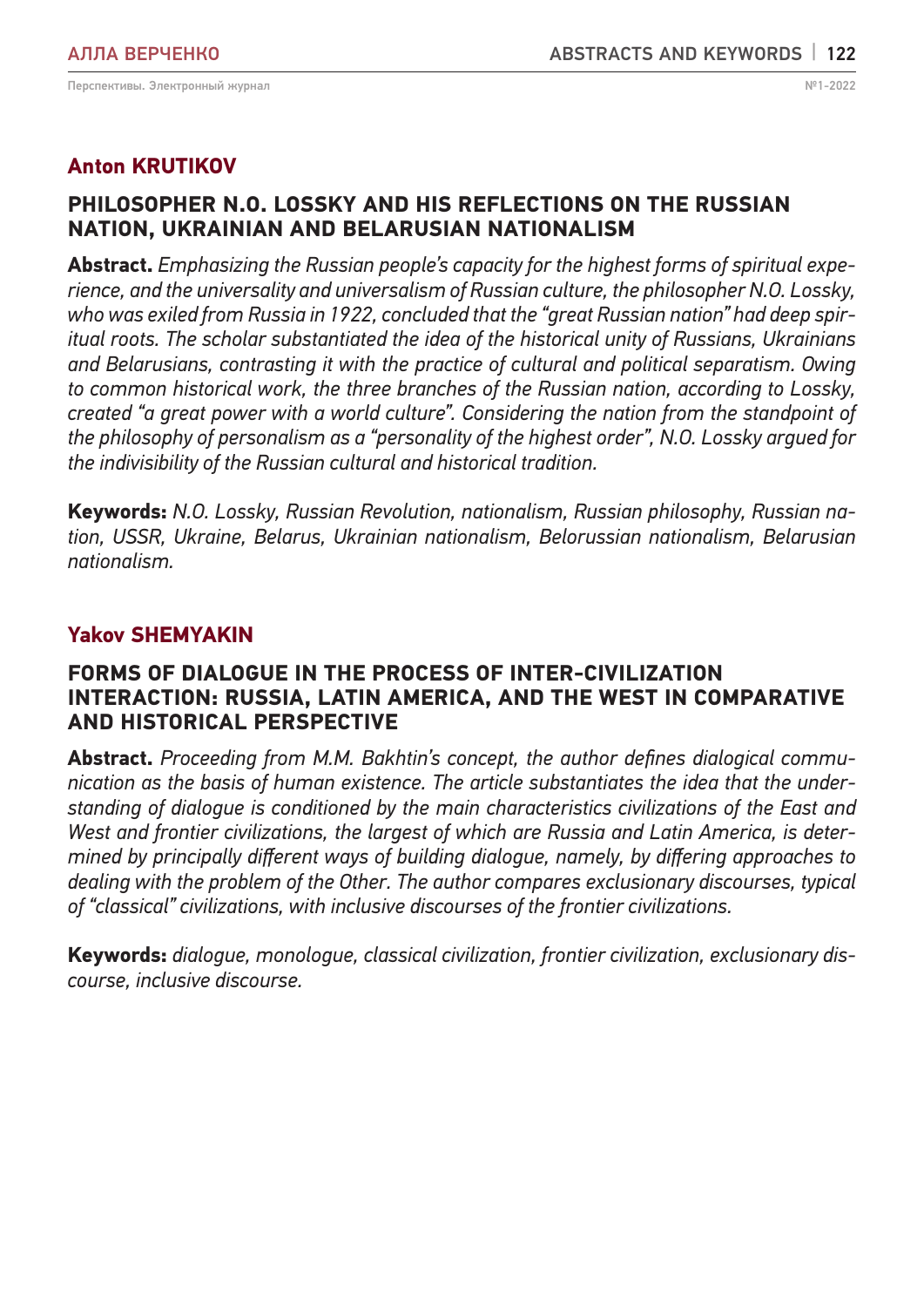### Anton KRUTIKOV

## PHILOSOPHER N.O. LOSSKY AND HIS REFLECTIONS ON THE RUSSIAN NATION, UKRAINIAN AND BELARUSIAN NATIONALISM

**Abstract.** *Emphasizing the Russian people's capacity for the highest forms of spiritual experience, and the universality and universalism of Russian culture, the philosopher N.O. Lossky, who was exiled from Russia in 1922, concluded that the "great Russian nation" had deep spiritual roots. The scholar substantiated the idea of the historical unity of Russians, Ukrainians and Belarusians, contrasting it with the practice of cultural and political separatism. Owing to common historical work, the three branches of the Russian nation, according to Lossky, created "a great power with a world culture". Considering the nation from the standpoint of the philosophy of personalism as a "personality of the highest order", N.O. Lossky argued for the indivisibility of the Russian cultural and historical tradition.*

**Keywords:** *N.O. Lossky, Russian Revolution, nationalism, Russian philosophy, Russian nation, USSR, Ukraine, Belarus, Ukrainian nationalism, Belorussian nationalism, Belarusian nationalism.*

### Yakov SHEMYAKIN

## FORMS OF DIALOGUE IN THE PROCESS OF INTER-CIVILIZATION INTERACTION: RUSSIA, LATIN AMERICA, AND THE WEST IN COMPARATIVE AND HISTORICAL PERSPECTIVE

**Abstract.** *Proceeding from M.M. Bakhtin's concept, the author defines dialogical communication as the basis of human existence. The article substantiates the idea that the understanding of dialogue is conditioned by the main characteristics civilizations of the East and West and frontier civilizations, the largest of which are Russia and Latin America, is determined by principally different ways of building dialogue, namely, by differing approaches to dealing with the problem of the Other. The author compares exclusionary discourses, typical of "classical" civilizations, with inclusive discourses of the frontier civilizations.*

**Keywords:** *dialogue, monologue, classical civilization, frontier civilization, exclusionary discourse, inclusive discourse.*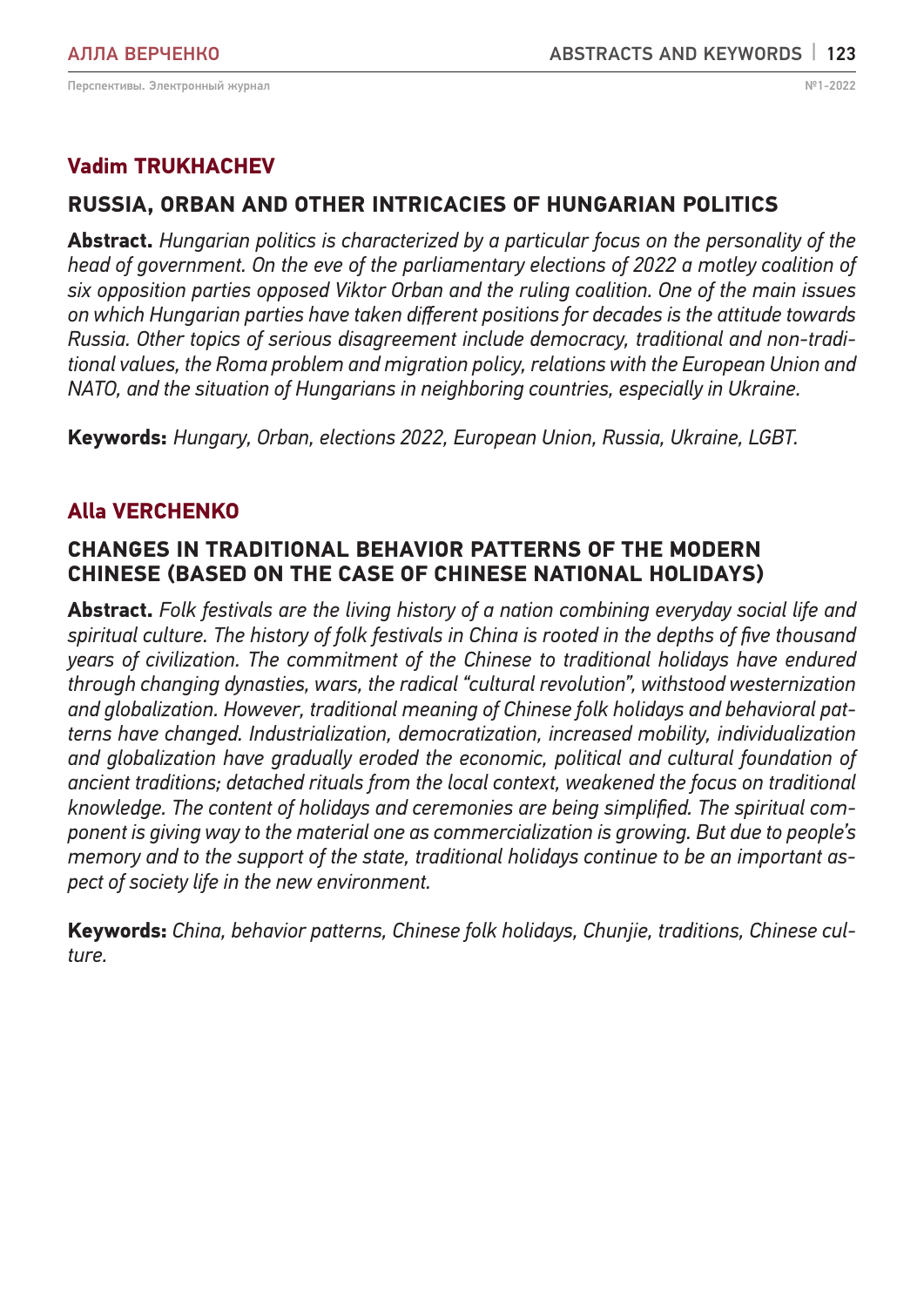## Vadim TRUKHACHEV

### RUSSIA, ORBAN AND OTHER INTRICACIES OF HUNGARIAN POLITICS

**Abstract.** *Hungarian politics is characterized by a particular focus on the personality of the head of government. On the eve of the parliamentary elections of 2022 a motley coalition of six opposition parties opposed Viktor Orban and the ruling coalition. One of the main issues on which Hungarian parties have taken different positions for decades is the attitude towards Russia. Other topics of serious disagreement include democracy, traditional and non-traditional values, the Roma problem and migration policy, relations with the European Union and NATO, and the situation of Hungarians in neighboring countries, especially in Ukraine.*

**Keywords:** *Hungary, Orban, elections 2022, European Union, Russia, Ukraine, LGBT.*

## Alla VERCHENKO

### CHANGES IN TRADITIONAL BEHAVIOR PATTERNS OF THE MODERN CHINESE (BASED ON THE CASE OF CHINESE NATIONAL HOLIDAYS)

**Abstract.** *Folk festivals are the living history of a nation combining everyday social life and spiritual culture. The history of folk festivals in China is rooted in the depths of five thousand years of civilization. The commitment of the Chinese to traditional holidays have endured through changing dynasties, wars, the radical "cultural revolution", withstood westernization and globalization. However, traditional meaning of Chinese folk holidays and behavioral patterns have changed. Industrialization, democratization, increased mobility, individualization and globalization have gradually eroded the economic, political and cultural foundation of ancient traditions; detached rituals from the local context, weakened the focus on traditional knowledge. The content of holidays and ceremonies are being simplified. The spiritual component is giving way to the material one as commercialization is growing. But due to people's memory and to the support of the state, traditional holidays continue to be an important aspect of society life in the new environment.*

**Keywords:** *China, behavior patterns, Chinese folk holidays, Chunjie, traditions, Chinese culture.*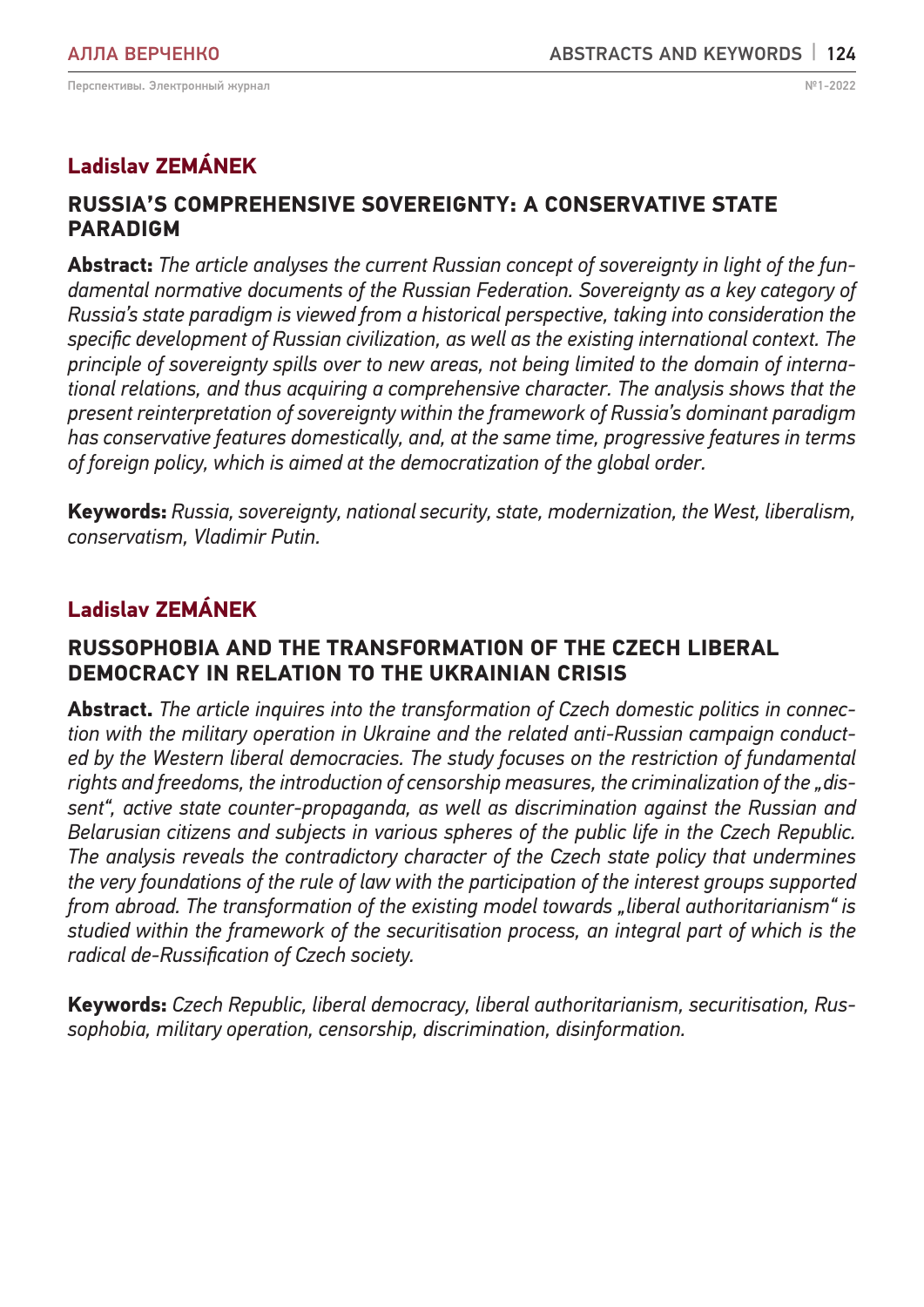## Ladislav ZEMÁNEK

### RUSSIA'S COMPREHENSIVE SOVEREIGNTY: A CONSERVATIVE STATE PARADIGM

**Abstract:** *The article analyses the current Russian concept of sovereignty in light of the fundamental normative documents of the Russian Federation. Sovereignty as a key category of Russia's state paradigm is viewed from a historical perspective, taking into consideration the specific development of Russian civilization, as well as the existing international context. The principle of sovereignty spills over to new areas, not being limited to the domain of international relations, and thus acquiring a comprehensive character. The analysis shows that the present reinterpretation of sovereignty within the framework of Russia's dominant paradigm has conservative features domestically, and, at the same time, progressive features in terms of foreign policy, which is aimed at the democratization of the global order.*

**Keywords:** *Russia, sovereignty, national security, state, modernization, the West, liberalism, conservatism, Vladimir Putin.*

## Ladislav ZEMÁNEK

### RUSSOPHOBIA AND THE TRANSFORMATION OF THE CZECH LIBERAL DEMOCRACY IN RELATION TO THE UKRAINIAN CRISIS

**Abstract.** *The article inquires into the transformation of Czech domestic politics in connection with the military operation in Ukraine and the related anti-Russian campaign conducted by the Western liberal democracies. The study focuses on the restriction of fundamental rights and freedoms, the introduction of censorship measures, the criminalization of the „dissent", active state counter-propaganda, as well as discrimination against the Russian and Belarusian citizens and subjects in various spheres of the public life in the Czech Republic. The analysis reveals the contradictory character of the Czech state policy that undermines the very foundations of the rule of law with the participation of the interest groups supported from abroad. The transformation of the existing model towards „liberal authoritarianism" is studied within the framework of the securitisation process, an integral part of which is the radical de-Russification of Czech society.*

**Keywords:** *Czech Republic, liberal democracy, liberal authoritarianism, securitisation, Russophobia, military operation, censorship, discrimination, disinformation.*